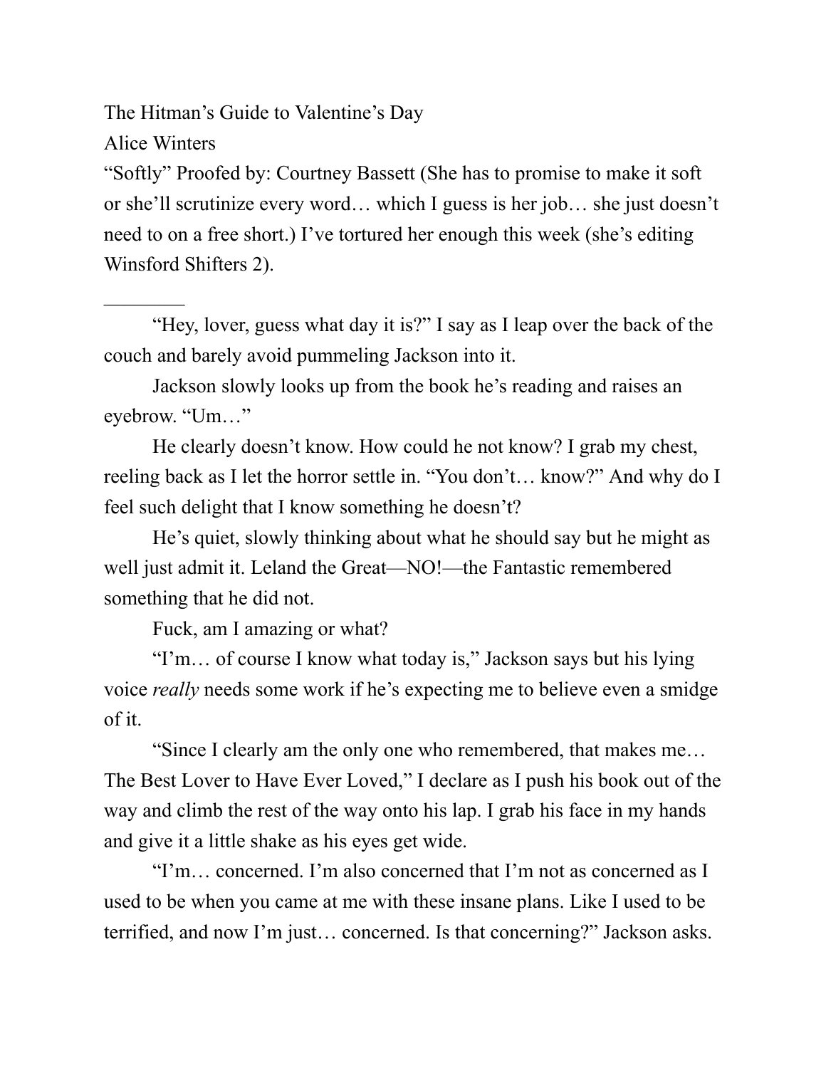# The Hitman's Guide to Valentine's Day

Alice Winters

"Softly" Proofed by: Courtney Bassett (She has to promise to make it soft or she'll scrutinize every word… which I guess is her job… she just doesn't need to on a free short.) I've tortured her enough this week (she's editing Winsford Shifters 2).

---

"Hey, lover, guess what day it is?" I say as I leap over the back of the couch and barely avoid pummeling Jackson into it.

Jackson slowly looks up from the book he's reading and raises an eyebrow. "Um…"

He clearly doesn't know. How could he not know? I grab my chest, reeling back as I let the horror settle in. "You don't… know?" And why do I feel such delight that I know something he doesn't?

He's quiet, slowly thinking about what he should say but he might as well just admit it. Leland the Great—NO!—the Fantastic remembered something that he did not.

Fuck, am I amazing or what?

"I'm… of course I know what today is," Jackson says but his lying voice *really* needs some work if he's expecting me to believe even a smidge of it.

"Since I clearly am the only one who remembered, that makes me… The Best Lover to Have Ever Loved," I declare as I push his book out of the way and climb the rest of the way onto his lap. I grab his face in my hands and give it a little shake as his eyes get wide.

"I'm… concerned. I'm also concerned that I'm not as concerned as I used to be when you came at me with these insane plans. Like I used to be terrified, and now I'm just… concerned. Is that concerning?" Jackson asks.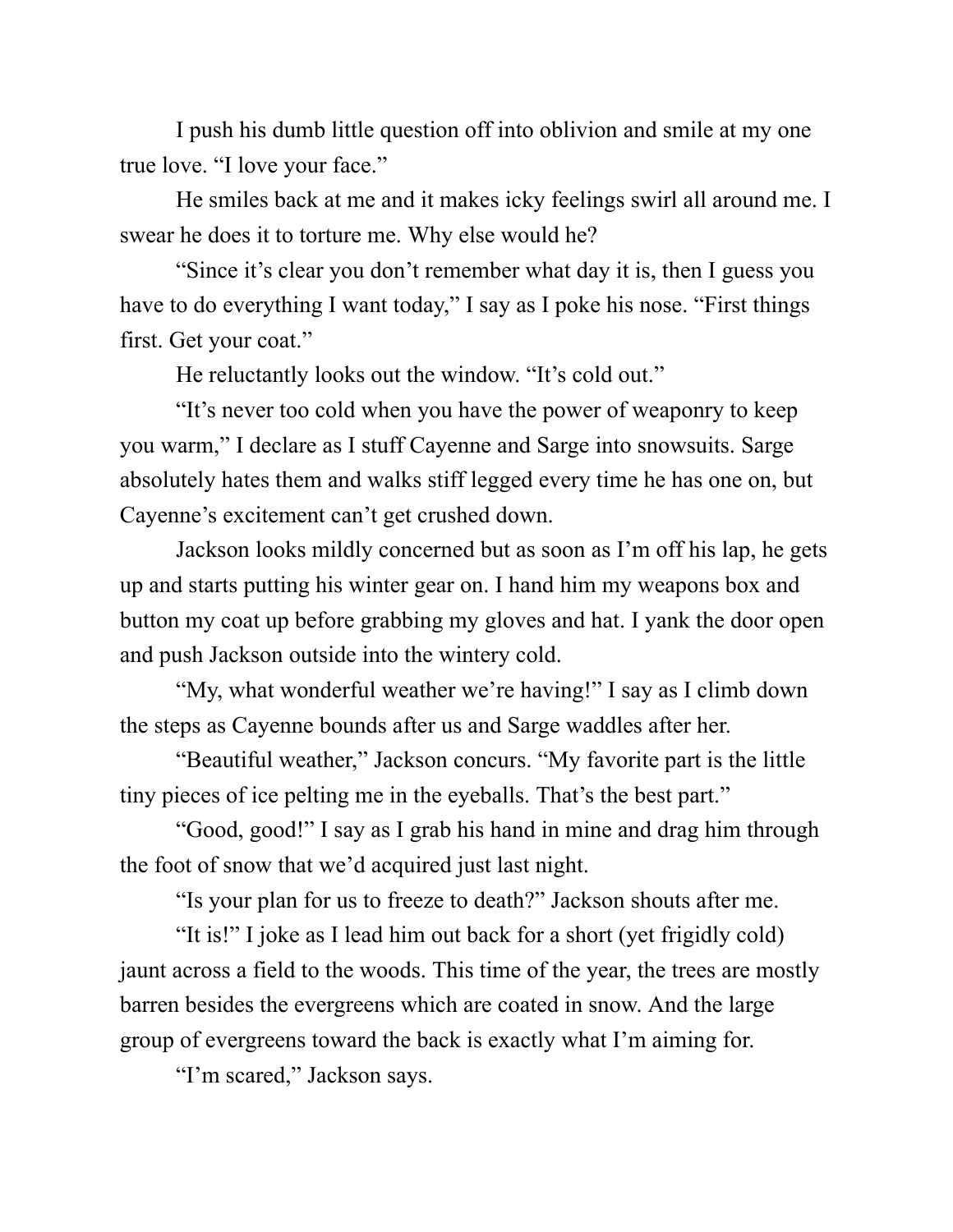I push his dumb little question off into oblivion and smile at my one true love. "I love your face."

He smiles back at me and it makes icky feelings swirl all around me. I swear he does it to torture me. Why else would he?

"Since it's clear you don't remember what day it is, then I guess you have to do everything I want today," I say as I poke his nose. "First things first. Get your coat."

He reluctantly looks out the window. "It's cold out."

"It's never too cold when you have the power of weaponry to keep you warm," I declare as I stuff Cayenne and Sarge into snowsuits. Sarge absolutely hates them and walks stiff legged every time he has one on, but Cayenne's excitement can't get crushed down.

Jackson looks mildly concerned but as soon as I'm off his lap, he gets up and starts putting his winter gear on. I hand him my weapons box and button my coat up before grabbing my gloves and hat. I yank the door open and push Jackson outside into the wintery cold.

"My, what wonderful weather we're having!" I say as I climb down the steps as Cayenne bounds after us and Sarge waddles after her.

"Beautiful weather," Jackson concurs. "My favorite part is the little tiny pieces of ice pelting me in the eyeballs. That's the best part."

"Good, good!" I say as I grab his hand in mine and drag him through the foot of snow that we'd acquired just last night.

"Is your plan for us to freeze to death?" Jackson shouts after me.

"It is!" I joke as I lead him out back for a short (yet frigidly cold) jaunt across a field to the woods. This time of the year, the trees are mostly barren besides the evergreens which are coated in snow. And the large group of evergreens toward the back is exactly what I'm aiming for.

"I'm scared," Jackson says.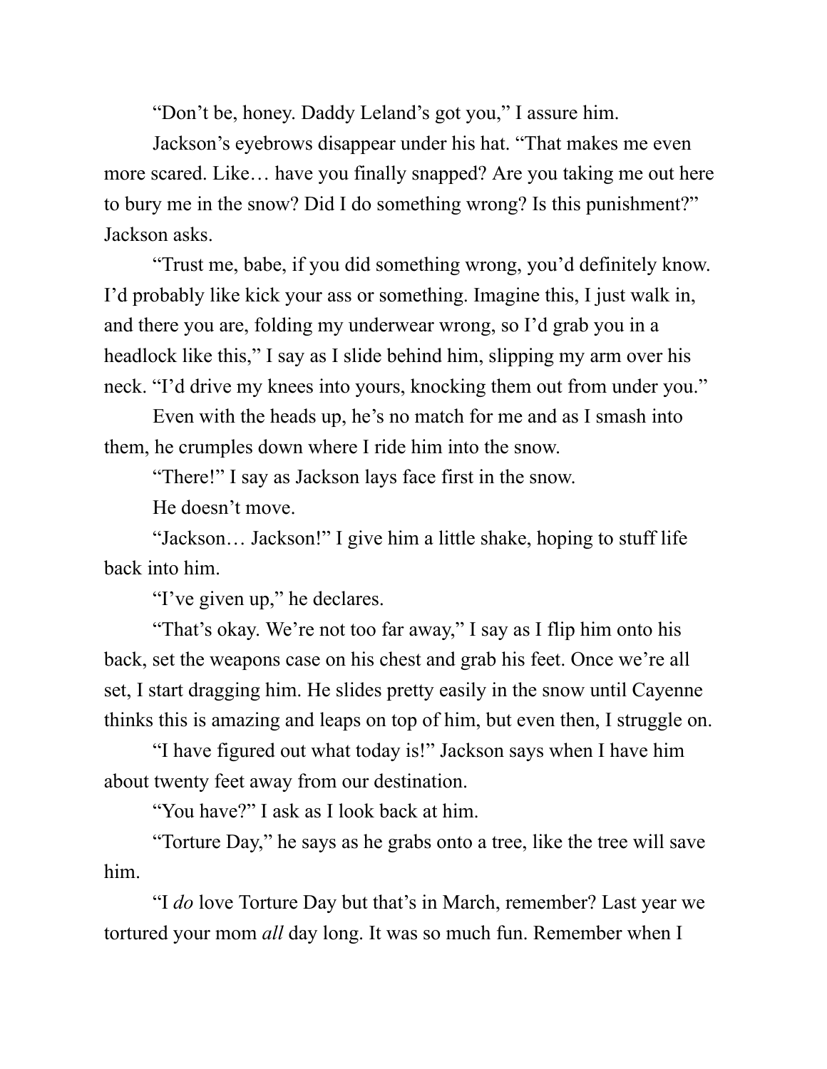"Don't be, honey. Daddy Leland's got you," I assure him.

Jackson's eyebrows disappear under his hat. "That makes me even more scared. Like… have you finally snapped? Are you taking me out here to bury me in the snow? Did I do something wrong? Is this punishment?" Jackson asks.

"Trust me, babe, if you did something wrong, you'd definitely know. I'd probably like kick your ass or something. Imagine this, I just walk in, and there you are, folding my underwear wrong, so I'd grab you in a headlock like this," I say as I slide behind him, slipping my arm over his neck. "I'd drive my knees into yours, knocking them out from under you."

Even with the heads up, he's no match for me and as I smash into them, he crumples down where I ride him into the snow.

"There!" I say as Jackson lays face first in the snow.

He doesn't move.

"Jackson… Jackson!" I give him a little shake, hoping to stuff life back into him.

"I've given up," he declares.

"That's okay. We're not too far away," I say as I flip him onto his back, set the weapons case on his chest and grab his feet. Once we're all set, I start dragging him. He slides pretty easily in the snow until Cayenne thinks this is amazing and leaps on top of him, but even then, I struggle on.

"I have figured out what today is!" Jackson says when I have him about twenty feet away from our destination.

"You have?" I ask as I look back at him.

"Torture Day," he says as he grabs onto a tree, like the tree will save him.

"I *do* love Torture Day but that's in March, remember? Last year we tortured your mom *all* day long. It was so much fun. Remember when I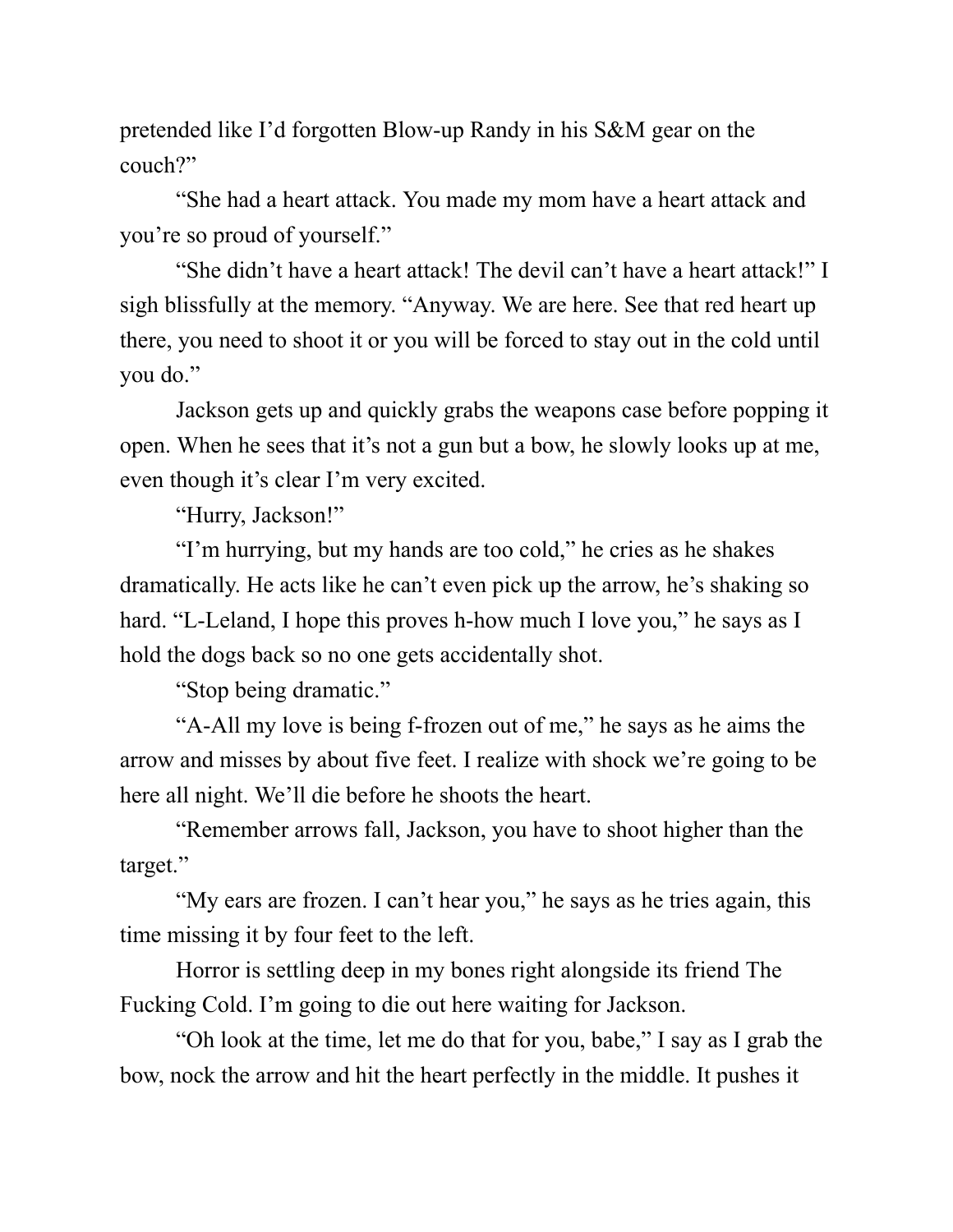pretended like I'd forgotten Blow-up Randy in his S&M gear on the couch?"

"She had a heart attack. You made my mom have a heart attack and you're so proud of yourself."

"She didn't have a heart attack! The devil can't have a heart attack!" I sigh blissfully at the memory. "Anyway. We are here. See that red heart up there, you need to shoot it or you will be forced to stay out in the cold until you do."

Jackson gets up and quickly grabs the weapons case before popping it open. When he sees that it's not a gun but a bow, he slowly looks up at me, even though it's clear I'm very excited.

"Hurry, Jackson!"

"I'm hurrying, but my hands are too cold," he cries as he shakes dramatically. He acts like he can't even pick up the arrow, he's shaking so hard. "L-Leland, I hope this proves h-how much I love you," he says as I hold the dogs back so no one gets accidentally shot.

"Stop being dramatic."

"A-All my love is being f-frozen out of me," he says as he aims the arrow and misses by about five feet. I realize with shock we're going to be here all night. We'll die before he shoots the heart.

"Remember arrows fall, Jackson, you have to shoot higher than the target."

"My ears are frozen. I can't hear you," he says as he tries again, this time missing it by four feet to the left.

Horror is settling deep in my bones right alongside its friend The Fucking Cold. I'm going to die out here waiting for Jackson.

"Oh look at the time, let me do that for you, babe," I say as I grab the bow, nock the arrow and hit the heart perfectly in the middle. It pushes it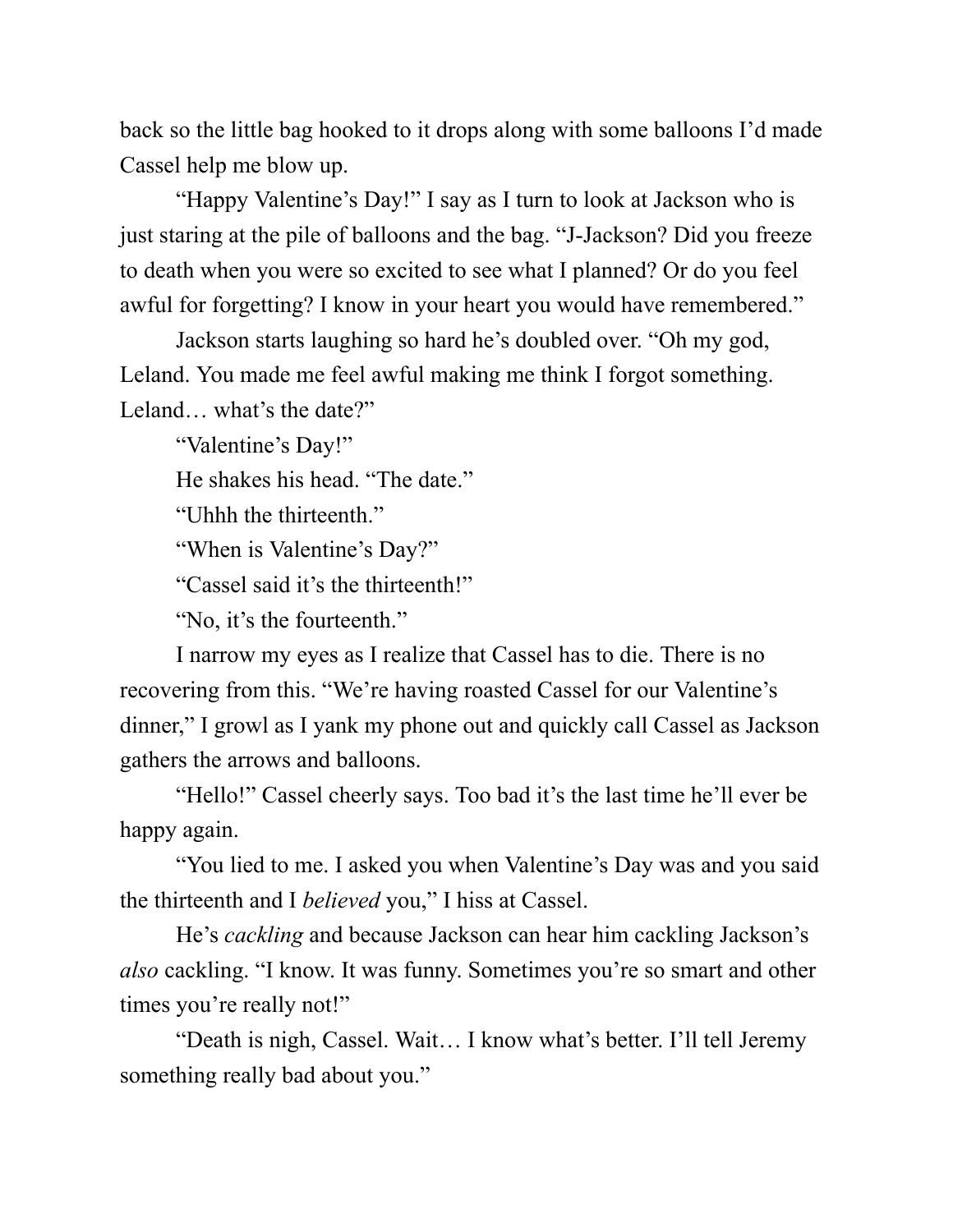back so the little bag hooked to it drops along with some balloons I'd made Cassel help me blow up.

"Happy Valentine's Day!" I say as I turn to look at Jackson who is just staring at the pile of balloons and the bag. "J-Jackson? Did you freeze to death when you were so excited to see what I planned? Or do you feel awful for forgetting? I know in your heart you would have remembered."

Jackson starts laughing so hard he's doubled over. "Oh my god, Leland. You made me feel awful making me think I forgot something. Leland… what's the date?"

"Valentine's Day!"

He shakes his head. "The date."

"Uhhh the thirteenth."

"When is Valentine's Day?"

"Cassel said it's the thirteenth!"

"No, it's the fourteenth."

I narrow my eyes as I realize that Cassel has to die. There is no recovering from this. "We're having roasted Cassel for our Valentine's dinner," I growl as I yank my phone out and quickly call Cassel as Jackson gathers the arrows and balloons.

"Hello!" Cassel cheerly says. Too bad it's the last time he'll ever be happy again.

"You lied to me. I asked you when Valentine's Day was and you said the thirteenth and I *believed* you," I hiss at Cassel.

He's *cackling* and because Jackson can hear him cackling Jackson's *also* cackling. "I know. It was funny. Sometimes you're so smart and other times you're really not!"

"Death is nigh, Cassel. Wait… I know what's better. I'll tell Jeremy something really bad about you."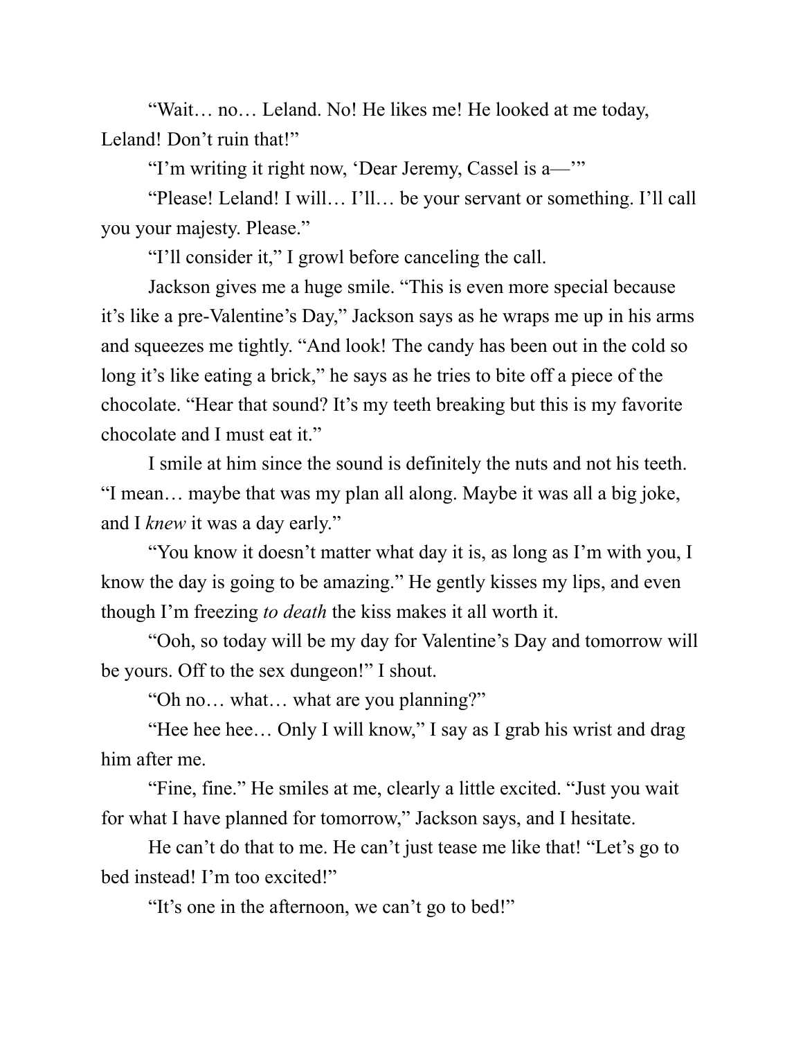"Wait… no… Leland. No! He likes me! He looked at me today, Leland! Don't ruin that!"

"I'm writing it right now, 'Dear Jeremy, Cassel is a—'"

"Please! Leland! I will… I'll… be your servant or something. I'll call you your majesty. Please."

"I'll consider it," I growl before canceling the call.

Jackson gives me a huge smile. "This is even more special because it's like a pre-Valentine's Day," Jackson says as he wraps me up in his arms and squeezes me tightly. "And look! The candy has been out in the cold so long it's like eating a brick," he says as he tries to bite off a piece of the chocolate. "Hear that sound? It's my teeth breaking but this is my favorite chocolate and I must eat it."

I smile at him since the sound is definitely the nuts and not his teeth. "I mean… maybe that was my plan all along. Maybe it was all a big joke, and I *knew* it was a day early."

"You know it doesn't matter what day it is, as long as I'm with you, I know the day is going to be amazing." He gently kisses my lips, and even though I'm freezing *to death* the kiss makes it all worth it.

"Ooh, so today will be my day for Valentine's Day and tomorrow will be yours. Off to the sex dungeon!" I shout.

"Oh no… what… what are you planning?"

"Hee hee hee… Only I will know," I say as I grab his wrist and drag him after me.

"Fine, fine." He smiles at me, clearly a little excited. "Just you wait for what I have planned for tomorrow," Jackson says, and I hesitate.

He can't do that to me. He can't just tease me like that! "Let's go to bed instead! I'm too excited!"

"It's one in the afternoon, we can't go to bed!"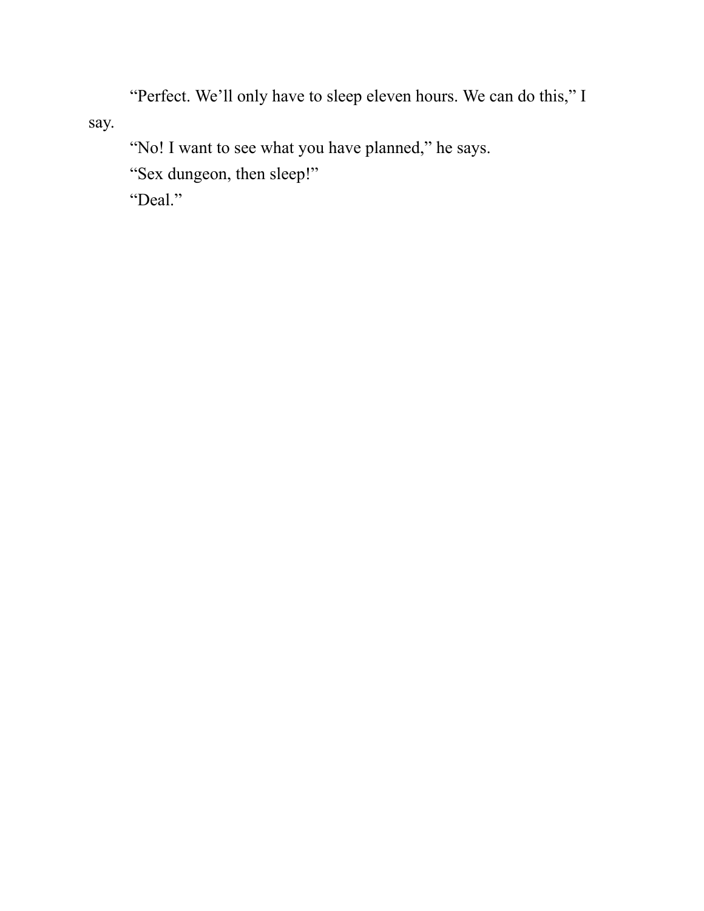"Perfect. We'll only have to sleep eleven hours. We can do this," I say.

"No! I want to see what you have planned," he says.

"Sex dungeon, then sleep!"

"Deal."